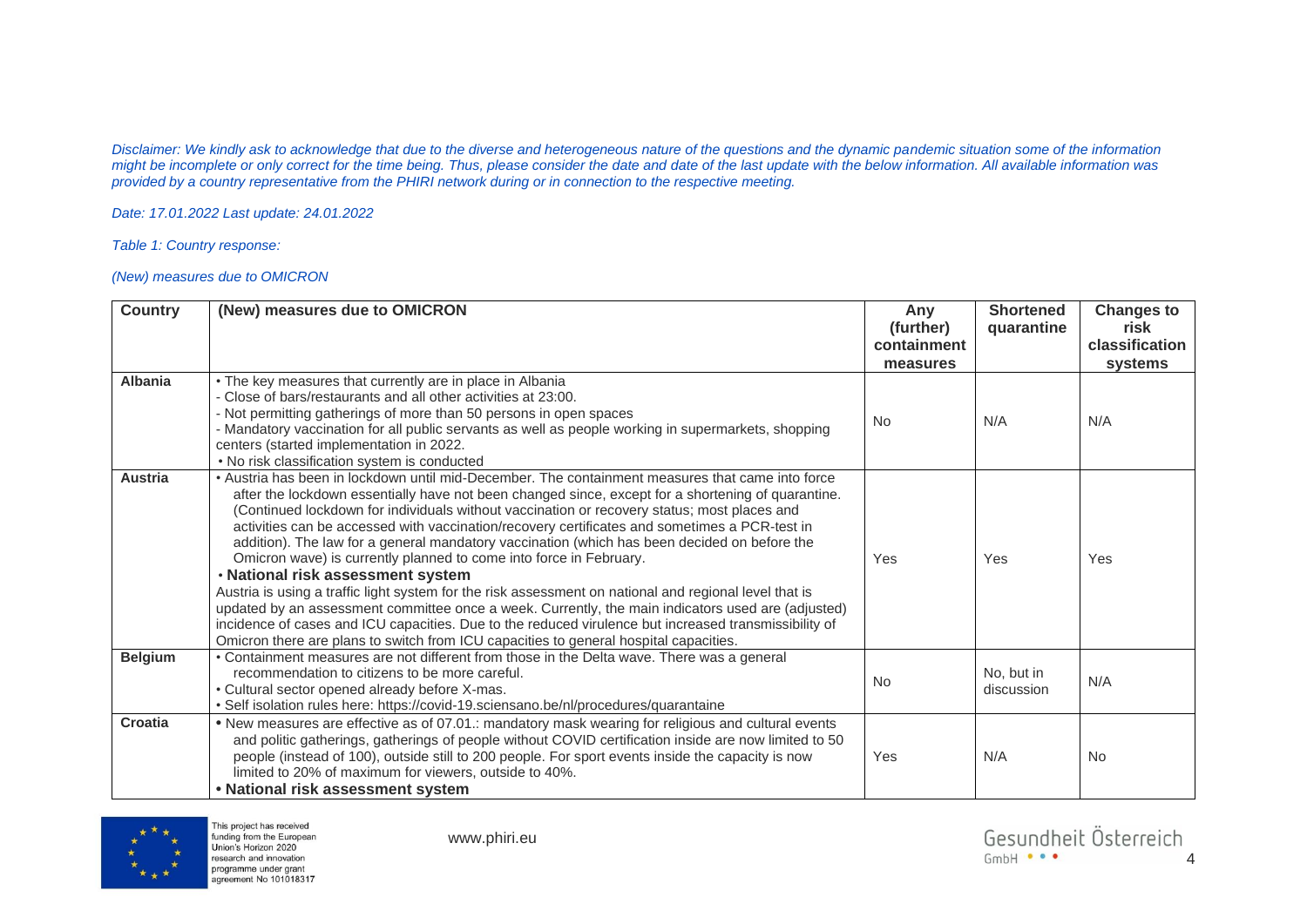*Disclaimer: We kindly ask to acknowledge that due to the diverse and heterogeneous nature of the questions and the dynamic pandemic situation some of the information might be incomplete or only correct for the time being. Thus, please consider the date and date of the last update with the below information. All available information was provided by a country representative from the PHIRI network during or in connection to the respective meeting.*

*Date: 17.01.2022 Last update: 24.01.2022*

*Table 1: Country response:*

*(New) measures due to OMICRON*

| Country | (New) measures due to OMICRON | Any (further) containment measures | Shortened quarantine | Changes to risk classification systems |
|---|---|---|---|---|
| **Albania** | • The key measures that currently are in place in Albania<br>- Close of bars/restaurants and all other activities at 23:00.<br>- Not permitting gatherings of more than 50 persons in open spaces<br>- Mandatory vaccination for all public servants as well as people working in supermarkets, shopping centers (started implementation in 2022.<br>• No risk classification system is conducted | No | N/A | N/A |
| **Austria** | • Austria has been in lockdown until mid-December. The containment measures that came into force after the lockdown essentially have not been changed since, except for a shortening of quarantine. (Continued lockdown for individuals without vaccination or recovery status; most places and activities can be accessed with vaccination/recovery certificates and sometimes a PCR-test in addition). The law for a general mandatory vaccination (which has been decided on before the Omicron wave) is currently planned to come into force in February.<br>• **National risk assessment system**<br>Austria is using a traffic light system for the risk assessment on national and regional level that is updated by an assessment committee once a week. Currently, the main indicators used are (adjusted) incidence of cases and ICU capacities. Due to the reduced virulence but increased transmissibility of Omicron there are plans to switch from ICU capacities to general hospital capacities. | Yes | Yes | Yes |
| **Belgium** | • Containment measures are not different from those in the Delta wave. There was a general recommendation to citizens to be more careful.<br>• Cultural sector opened already before X-mas.<br>• Self isolation rules here: https://covid-19.sciensano.be/nl/procedures/quarantaine | No | No, but in discussion | N/A |
| **Croatia** | • New measures are effective as of 07.01.: mandatory mask wearing for religious and cultural events and politic gatherings, gatherings of people without COVID certification inside are now limited to 50 people (instead of 100), outside still to 200 people. For sport events inside the capacity is now limited to 20% of maximum for viewers, outside to 40%.<br>• **National risk assessment system** | Yes | N/A | No |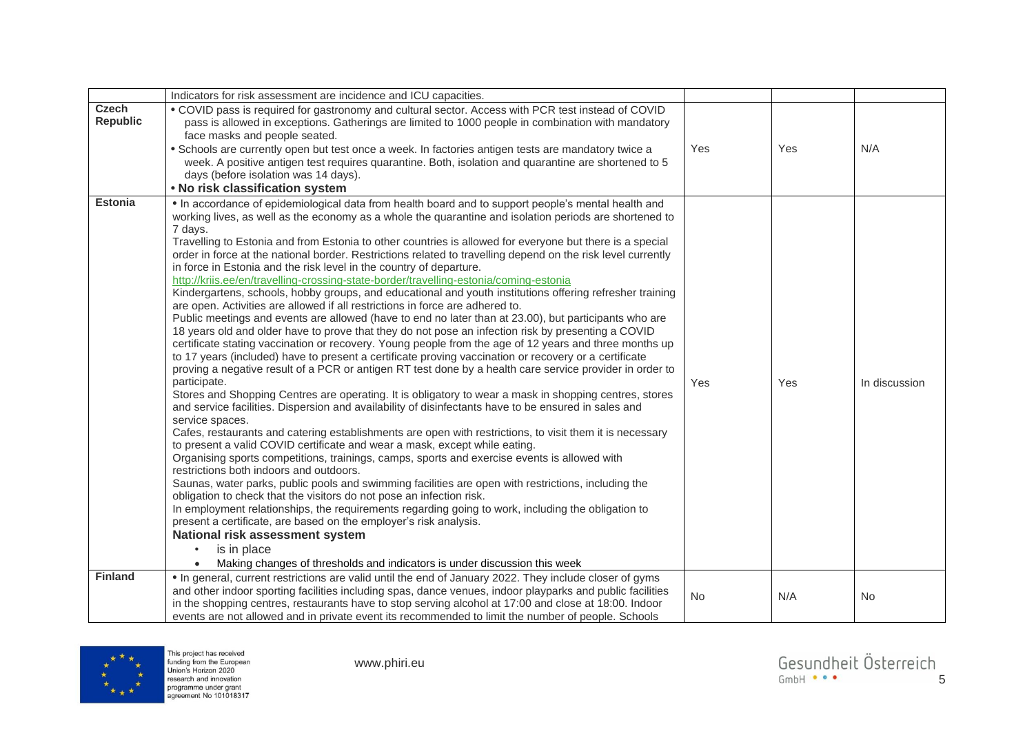| | | | | |
|---|---|---|---|---|
| | Indicators for risk assessment are incidence and ICU capacities. | | | |
| **Czech Republic** | • COVID pass is required for gastronomy and cultural sector. Access with PCR test instead of COVID pass is allowed in exceptions. Gatherings are limited to 1000 people in combination with mandatory face masks and people seated.<br>• Schools are currently open but test once a week. In factories antigen tests are mandatory twice a week. A positive antigen test requires quarantine. Both, isolation and quarantine are shortened to 5 days (before isolation was 14 days).<br>• **No risk classification system** | Yes | Yes | N/A |
| **Estonia** | • In accordance of epidemiological data from health board and to support people's mental health and working lives, as well as the economy as a whole the quarantine and isolation periods are shortened to 7 days.<br>Travelling to Estonia and from Estonia to other countries is allowed for everyone but there is a special order in force at the national border. Restrictions related to travelling depend on the risk level currently in force in Estonia and the risk level in the country of departure.<br>http://kriis.ee/en/travelling-crossing-state-border/travelling-estonia/coming-estonia<br>Kindergartens, schools, hobby groups, and educational and youth institutions offering refresher training are open. Activities are allowed if all restrictions in force are adhered to.<br>Public meetings and events are allowed (have to end no later than at 23.00), but participants who are 18 years old and older have to prove that they do not pose an infection risk by presenting a COVID certificate stating vaccination or recovery. Young people from the age of 12 years and three months up to 17 years (included) have to present a certificate proving vaccination or recovery or a certificate proving a negative result of a PCR or antigen RT test done by a health care service provider in order to participate.<br>Stores and Shopping Centres are operating. It is obligatory to wear a mask in shopping centres, stores and service facilities. Dispersion and availability of disinfectants have to be ensured in sales and service spaces.<br>Cafes, restaurants and catering establishments are open with restrictions, to visit them it is necessary to present a valid COVID certificate and wear a mask, except while eating.<br>Organising sports competitions, trainings, camps, sports and exercise events is allowed with restrictions both indoors and outdoors.<br>Saunas, water parks, public pools and swimming facilities are open with restrictions, including the obligation to check that the visitors do not pose an infection risk.<br>In employment relationships, the requirements regarding going to work, including the obligation to present a certificate, are based on the employer's risk analysis.<br>**National risk assessment system**<br>• is in place<br>• Making changes of thresholds and indicators is under discussion this week | Yes | Yes | In discussion |
| **Finland** | • In general, current restrictions are valid until the end of January 2022. They include closer of gyms and other indoor sporting facilities including spas, dance venues, indoor playparks and public facilities in the shopping centres, restaurants have to stop serving alcohol at 17:00 and close at 18:00. Indoor events are not allowed and in private event its recommended to limit the number of people. Schools | No | N/A | No |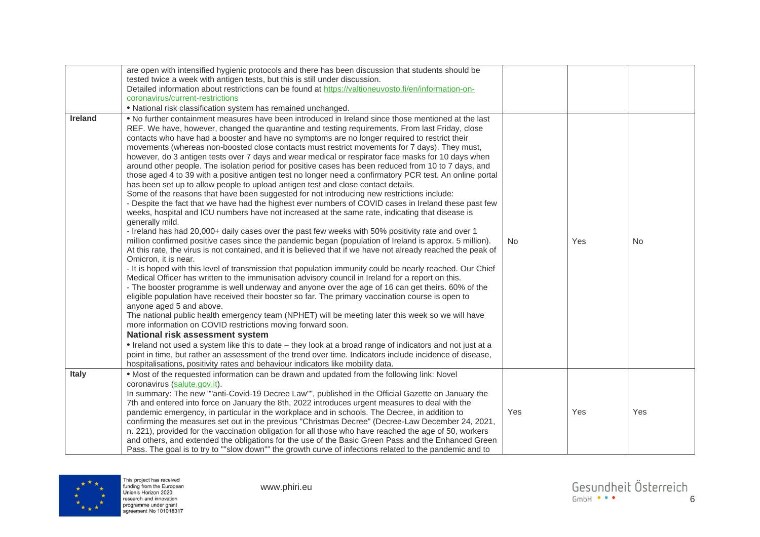| | | | | |
|---|---|---|---|---|
| | are open with intensified hygienic protocols and there has been discussion that students should be tested twice a week with antigen tests, but this is still under discussion.<br>Detailed information about restrictions can be found at [https://valtioneuvosto.fi/en/information-on-coronavirus/current-restrictions](https://valtioneuvosto.fi/en/information-on-coronavirus/current-restrictions)<br>• National risk classification system has remained unchanged. | | | |
| **Ireland** | • No further containment measures have been introduced in Ireland since those mentioned at the last REF. We have, however, changed the quarantine and testing requirements. From last Friday, close contacts who have had a booster and have no symptoms are no longer required to restrict their movements (whereas non-boosted close contacts must restrict movements for 7 days). They must, however, do 3 antigen tests over 7 days and wear medical or respirator face masks for 10 days when around other people. The isolation period for positive cases has been reduced from 10 to 7 days, and those aged 4 to 39 with a positive antigen test no longer need a confirmatory PCR test. An online portal has been set up to allow people to upload antigen test and close contact details.<br>Some of the reasons that have been suggested for not introducing new restrictions include:<br>- Despite the fact that we have had the highest ever numbers of COVID cases in Ireland these past few weeks, hospital and ICU numbers have not increased at the same rate, indicating that disease is generally mild.<br>- Ireland has had 20,000+ daily cases over the past few weeks with 50% positivity rate and over 1 million confirmed positive cases since the pandemic began (population of Ireland is approx. 5 million). At this rate, the virus is not contained, and it is believed that if we have not already reached the peak of Omicron, it is near.<br>- It is hoped with this level of transmission that population immunity could be nearly reached. Our Chief Medical Officer has written to the immunisation advisory council in Ireland for a report on this.<br>- The booster programme is well underway and anyone over the age of 16 can get theirs. 60% of the eligible population have received their booster so far. The primary vaccination course is open to anyone aged 5 and above.<br>The national public health emergency team (NPHET) will be meeting later this week so we will have more information on COVID restrictions moving forward soon.<br>**National risk assessment system**<br>• Ireland not used a system like this to date – they look at a broad range of indicators and not just at a point in time, but rather an assessment of the trend over time. Indicators include incidence of disease, hospitalisations, positivity rates and behaviour indicators like mobility data. | No | Yes | No |
| **Italy** | • Most of the requested information can be drawn and updated from the following link: Novel coronavirus ([salute.gov.it](salute.gov.it)).<br>In summary: The new ""anti-Covid-19 Decree Law"", published in the Official Gazette on January the 7th and entered into force on January the 8th, 2022 introduces urgent measures to deal with the pandemic emergency, in particular in the workplace and in schools. The Decree, in addition to confirming the measures set out in the previous "Christmas Decree" (Decree-Law December 24, 2021, n. 221), provided for the vaccination obligation for all those who have reached the age of 50, workers and others, and extended the obligations for the use of the Basic Green Pass and the Enhanced Green Pass. The goal is to try to ""slow down"" the growth curve of infections related to the pandemic and to | Yes | Yes | Yes |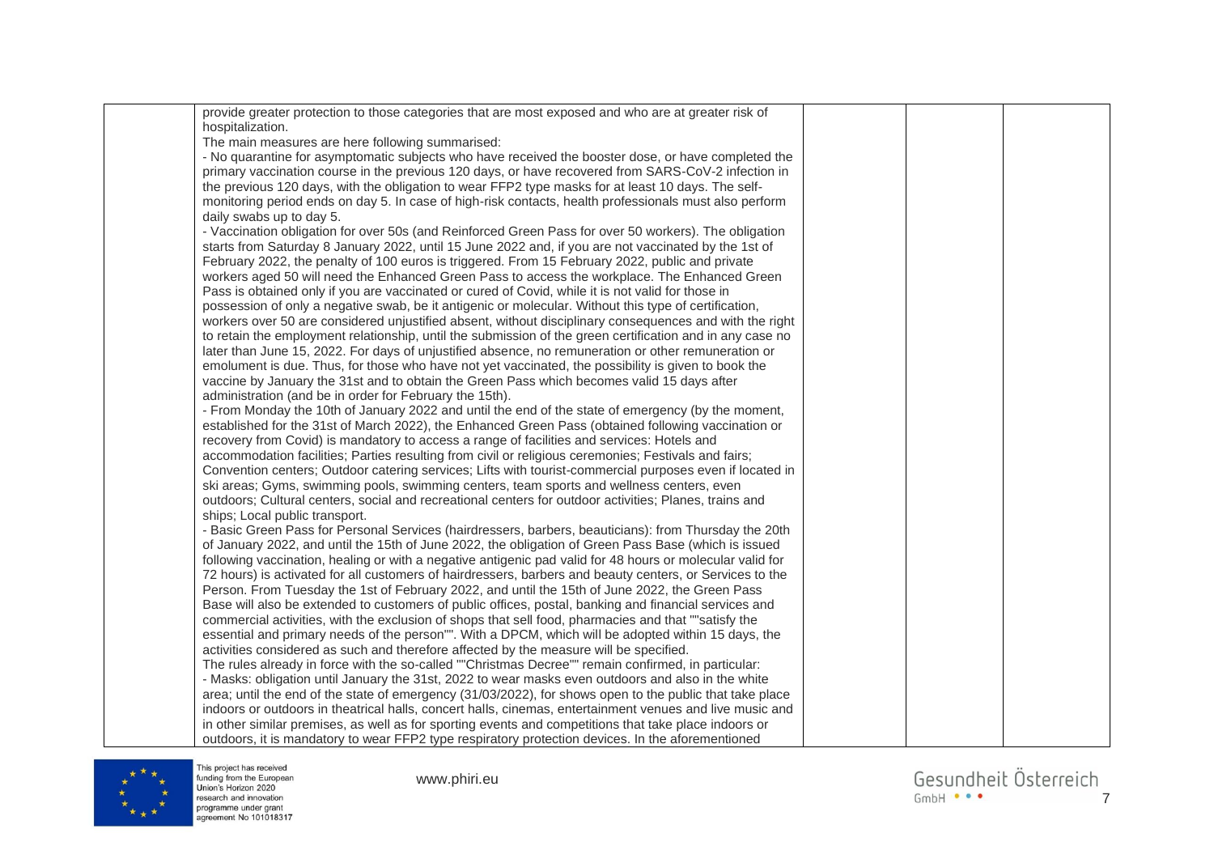| | provide greater protection to those categories that are most exposed and who are at greater risk of hospitalization.<br>The main measures are here following summarised:<br>- No quarantine for asymptomatic subjects who have received the booster dose, or have completed the primary vaccination course in the previous 120 days, or have recovered from SARS-CoV-2 infection in the previous 120 days, with the obligation to wear FFP2 type masks for at least 10 days. The self-monitoring period ends on day 5. In case of high-risk contacts, health professionals must also perform daily swabs up to day 5.<br>- Vaccination obligation for over 50s (and Reinforced Green Pass for over 50 workers). The obligation starts from Saturday 8 January 2022, until 15 June 2022 and, if you are not vaccinated by the 1st of February 2022, the penalty of 100 euros is triggered. From 15 February 2022, public and private workers aged 50 will need the Enhanced Green Pass to access the workplace. The Enhanced Green Pass is obtained only if you are vaccinated or cured of Covid, while it is not valid for those in possession of only a negative swab, be it antigenic or molecular. Without this type of certification, workers over 50 are considered unjustified absent, without disciplinary consequences and with the right to retain the employment relationship, until the submission of the green certification and in any case no later than June 15, 2022. For days of unjustified absence, no remuneration or other remuneration or emolument is due. Thus, for those who have not yet vaccinated, the possibility is given to book the vaccine by January the 31st and to obtain the Green Pass which becomes valid 15 days after administration (and be in order for February the 15th).<br>- From Monday the 10th of January 2022 and until the end of the state of emergency (by the moment, established for the 31st of March 2022), the Enhanced Green Pass (obtained following vaccination or recovery from Covid) is mandatory to access a range of facilities and services: Hotels and accommodation facilities; Parties resulting from civil or religious ceremonies; Festivals and fairs; Convention centers; Outdoor catering services; Lifts with tourist-commercial purposes even if located in ski areas; Gyms, swimming pools, swimming centers, team sports and wellness centers, even outdoors; Cultural centers, social and recreational centers for outdoor activities; Planes, trains and ships; Local public transport.<br>- Basic Green Pass for Personal Services (hairdressers, barbers, beauticians): from Thursday the 20th of January 2022, and until the 15th of June 2022, the obligation of Green Pass Base (which is issued following vaccination, healing or with a negative antigenic pad valid for 48 hours or molecular valid for 72 hours) is activated for all customers of hairdressers, barbers and beauty centers, or Services to the Person. From Tuesday the 1st of February 2022, and until the 15th of June 2022, the Green Pass Base will also be extended to customers of public offices, postal, banking and financial services and commercial activities, with the exclusion of shops that sell food, pharmacies and that ""satisfy the essential and primary needs of the person"". With a DPCM, which will be adopted within 15 days, the activities considered as such and therefore affected by the measure will be specified.<br>The rules already in force with the so-called ""Christmas Decree"" remain confirmed, in particular:<br>- Masks: obligation until January the 31st, 2022 to wear masks even outdoors and also in the white area; until the end of the state of emergency (31/03/2022), for shows open to the public that take place indoors or outdoors in theatrical halls, concert halls, cinemas, entertainment venues and live music and in other similar premises, as well as for sporting events and competitions that take place indoors or outdoors, it is mandatory to wear FFP2 type respiratory protection devices. In the aforementioned | | | |
|---|---|---|---|---|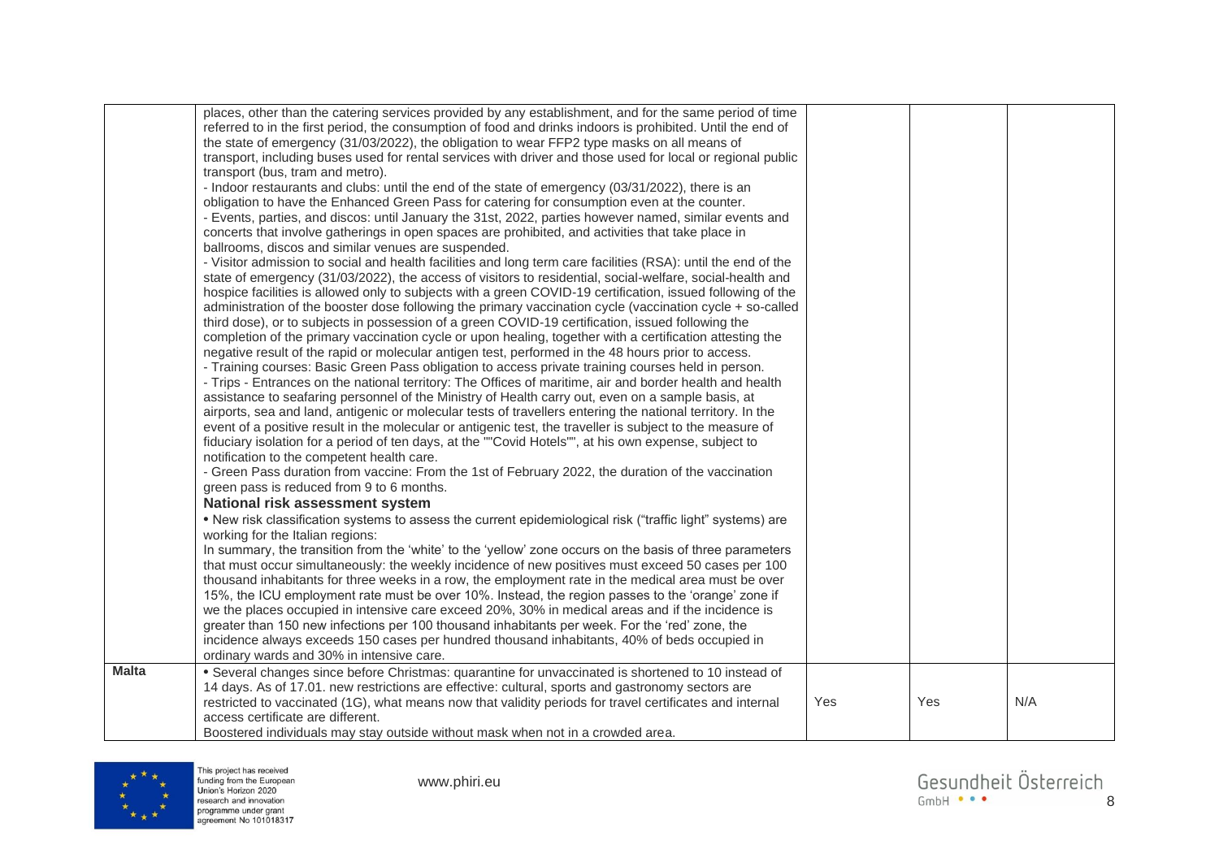| | | | | |
|---|---|---|---|---|
| | places, other than the catering services provided by any establishment, and for the same period of time referred to in the first period, the consumption of food and drinks indoors is prohibited. Until the end of the state of emergency (31/03/2022), the obligation to wear FFP2 type masks on all means of transport, including buses used for rental services with driver and those used for local or regional public transport (bus, tram and metro).<br>- Indoor restaurants and clubs: until the end of the state of emergency (03/31/2022), there is an obligation to have the Enhanced Green Pass for catering for consumption even at the counter.<br>- Events, parties, and discos: until January the 31st, 2022, parties however named, similar events and concerts that involve gatherings in open spaces are prohibited, and activities that take place in ballrooms, discos and similar venues are suspended.<br>- Visitor admission to social and health facilities and long term care facilities (RSA): until the end of the state of emergency (31/03/2022), the access of visitors to residential, social-welfare, social-health and hospice facilities is allowed only to subjects with a green COVID-19 certification, issued following of the administration of the booster dose following the primary vaccination cycle (vaccination cycle + so-called third dose), or to subjects in possession of a green COVID-19 certification, issued following the completion of the primary vaccination cycle or upon healing, together with a certification attesting the negative result of the rapid or molecular antigen test, performed in the 48 hours prior to access.<br>- Training courses: Basic Green Pass obligation to access private training courses held in person.<br>- Trips - Entrances on the national territory: The Offices of maritime, air and border health and health assistance to seafaring personnel of the Ministry of Health carry out, even on a sample basis, at airports, sea and land, antigenic or molecular tests of travellers entering the national territory. In the event of a positive result in the molecular or antigenic test, the traveller is subject to the measure of fiduciary isolation for a period of ten days, at the ""Covid Hotels"", at his own expense, subject to notification to the competent health care.<br>- Green Pass duration from vaccine: From the 1st of February 2022, the duration of the vaccination green pass is reduced from 9 to 6 months.<br>**National risk assessment system**<br>• New risk classification systems to assess the current epidemiological risk ("traffic light" systems) are working for the Italian regions:<br>In summary, the transition from the 'white' to the 'yellow' zone occurs on the basis of three parameters that must occur simultaneously: the weekly incidence of new positives must exceed 50 cases per 100 thousand inhabitants for three weeks in a row, the employment rate in the medical area must be over 15%, the ICU employment rate must be over 10%. Instead, the region passes to the 'orange' zone if we the places occupied in intensive care exceed 20%, 30% in medical areas and if the incidence is greater than 150 new infections per 100 thousand inhabitants per week. For the 'red' zone, the incidence always exceeds 150 cases per hundred thousand inhabitants, 40% of beds occupied in ordinary wards and 30% in intensive care. | | | |
| **Malta** | • Several changes since before Christmas: quarantine for unvaccinated is shortened to 10 instead of 14 days. As of 17.01. new restrictions are effective: cultural, sports and gastronomy sectors are restricted to vaccinated (1G), what means now that validity periods for travel certificates and internal access certificate are different.<br>Boostered individuals may stay outside without mask when not in a crowded area. | Yes | Yes | N/A |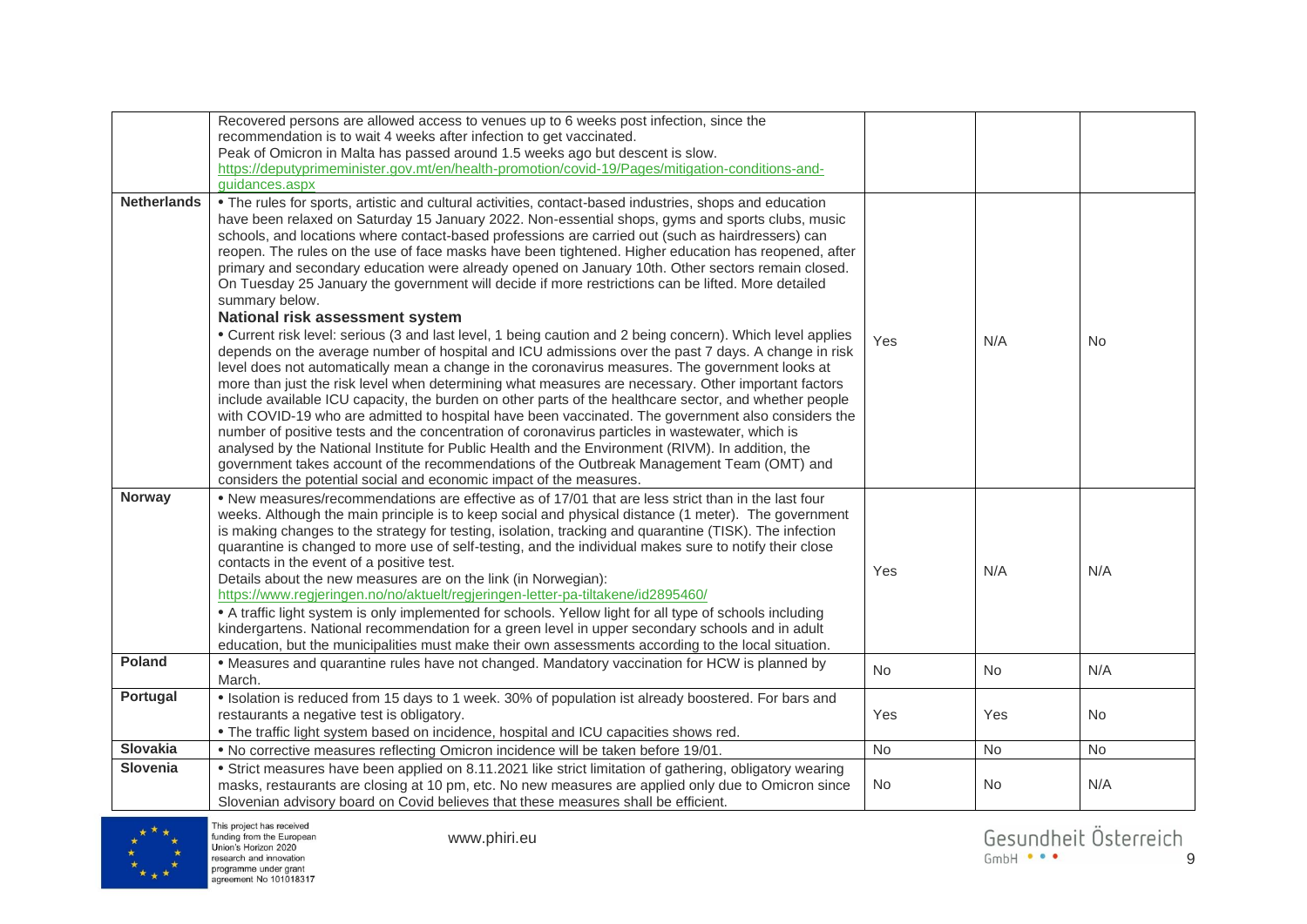| | | | | |
|---|---|---|---|---|
| | Recovered persons are allowed access to venues up to 6 weeks post infection, since the recommendation is to wait 4 weeks after infection to get vaccinated.<br>Peak of Omicron in Malta has passed around 1.5 weeks ago but descent is slow.<br>https://deputyprimeminister.gov.mt/en/health-promotion/covid-19/Pages/mitigation-conditions-and-guidances.aspx | | | |
| **Netherlands** | • The rules for sports, artistic and cultural activities, contact-based industries, shops and education have been relaxed on Saturday 15 January 2022. Non-essential shops, gyms and sports clubs, music schools, and locations where contact-based professions are carried out (such as hairdressers) can reopen. The rules on the use of face masks have been tightened. Higher education has reopened, after primary and secondary education were already opened on January 10th. Other sectors remain closed. On Tuesday 25 January the government will decide if more restrictions can be lifted. More detailed summary below.<br>**National risk assessment system**<br>• Current risk level: serious (3 and last level, 1 being caution and 2 being concern). Which level applies depends on the average number of hospital and ICU admissions over the past 7 days. A change in risk level does not automatically mean a change in the coronavirus measures. The government looks at more than just the risk level when determining what measures are necessary. Other important factors include available ICU capacity, the burden on other parts of the healthcare sector, and whether people with COVID-19 who are admitted to hospital have been vaccinated. The government also considers the number of positive tests and the concentration of coronavirus particles in wastewater, which is analysed by the National Institute for Public Health and the Environment (RIVM). In addition, the government takes account of the recommendations of the Outbreak Management Team (OMT) and considers the potential social and economic impact of the measures. | Yes | N/A | No |
| **Norway** | • New measures/recommendations are effective as of 17/01 that are less strict than in the last four weeks. Although the main principle is to keep social and physical distance (1 meter). The government is making changes to the strategy for testing, isolation, tracking and quarantine (TISK). The infection quarantine is changed to more use of self-testing, and the individual makes sure to notify their close contacts in the event of a positive test.<br>Details about the new measures are on the link (in Norwegian):<br>https://www.regjeringen.no/no/aktuelt/regjeringen-letter-pa-tiltakene/id2895460/<br>• A traffic light system is only implemented for schools. Yellow light for all type of schools including kindergartens. National recommendation for a green level in upper secondary schools and in adult education, but the municipalities must make their own assessments according to the local situation. | Yes | N/A | N/A |
| **Poland** | • Measures and quarantine rules have not changed. Mandatory vaccination for HCW is planned by March. | No | No | N/A |
| **Portugal** | • Isolation is reduced from 15 days to 1 week. 30% of population ist already boostered. For bars and restaurants a negative test is obligatory.<br>• The traffic light system based on incidence, hospital and ICU capacities shows red. | Yes | Yes | No |
| **Slovakia** | • No corrective measures reflecting Omicron incidence will be taken before 19/01. | No | No | No |
| **Slovenia** | • Strict measures have been applied on 8.11.2021 like strict limitation of gathering, obligatory wearing masks, restaurants are closing at 10 pm, etc. No new measures are applied only due to Omicron since Slovenian advisory board on Covid believes that these measures shall be efficient. | No | No | N/A |

This project has received funding from the European Union's Horizon 2020 research and innovation programme under grant agreement No 101018317

www.phiri.eu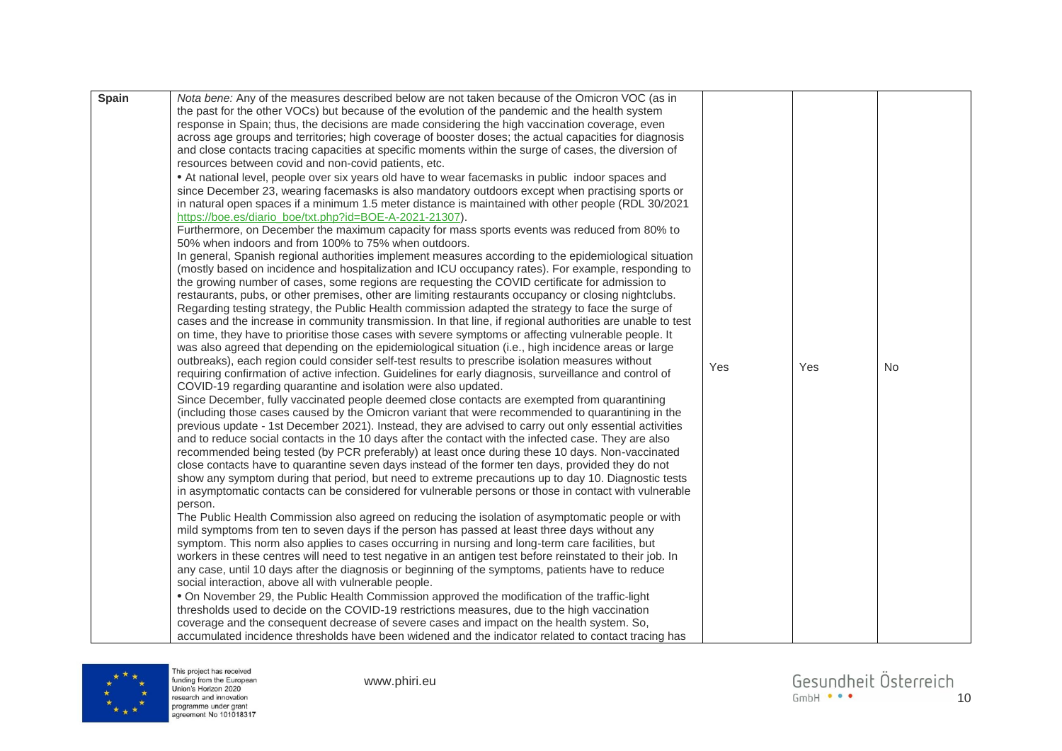| | | | | |
|---|---|---|---|---|
| **Spain** | *Nota bene:* Any of the measures described below are not taken because of the Omicron VOC (as in the past for the other VOCs) but because of the evolution of the pandemic and the health system response in Spain; thus, the decisions are made considering the high vaccination coverage, even across age groups and territories; high coverage of booster doses; the actual capacities for diagnosis and close contacts tracing capacities at specific moments within the surge of cases, the diversion of resources between covid and non-covid patients, etc.<br>• At national level, people over six years old have to wear facemasks in public indoor spaces and since December 23, wearing facemasks is also mandatory outdoors except when practising sports or in natural open spaces if a minimum 1.5 meter distance is maintained with other people (RDL 30/2021 https://boe.es/diario_boe/txt.php?id=BOE-A-2021-21307).<br>Furthermore, on December the maximum capacity for mass sports events was reduced from 80% to 50% when indoors and from 100% to 75% when outdoors.<br>In general, Spanish regional authorities implement measures according to the epidemiological situation (mostly based on incidence and hospitalization and ICU occupancy rates). For example, responding to the growing number of cases, some regions are requesting the COVID certificate for admission to restaurants, pubs, or other premises, other are limiting restaurants occupancy or closing nightclubs. Regarding testing strategy, the Public Health commission adapted the strategy to face the surge of cases and the increase in community transmission. In that line, if regional authorities are unable to test on time, they have to prioritise those cases with severe symptoms or affecting vulnerable people. It was also agreed that depending on the epidemiological situation (i.e., high incidence areas or large outbreaks), each region could consider self-test results to prescribe isolation measures without requiring confirmation of active infection. Guidelines for early diagnosis, surveillance and control of COVID-19 regarding quarantine and isolation were also updated.<br>Since December, fully vaccinated people deemed close contacts are exempted from quarantining (including those cases caused by the Omicron variant that were recommended to quarantining in the previous update - 1st December 2021). Instead, they are advised to carry out only essential activities and to reduce social contacts in the 10 days after the contact with the infected case. They are also recommended being tested (by PCR preferably) at least once during these 10 days. Non-vaccinated close contacts have to quarantine seven days instead of the former ten days, provided they do not show any symptom during that period, but need to extreme precautions up to day 10. Diagnostic tests in asymptomatic contacts can be considered for vulnerable persons or those in contact with vulnerable person.<br>The Public Health Commission also agreed on reducing the isolation of asymptomatic people or with mild symptoms from ten to seven days if the person has passed at least three days without any symptom. This norm also applies to cases occurring in nursing and long-term care facilities, but workers in these centres will need to test negative in an antigen test before reinstated to their job. In any case, until 10 days after the diagnosis or beginning of the symptoms, patients have to reduce social interaction, above all with vulnerable people.<br>• On November 29, the Public Health Commission approved the modification of the traffic-light thresholds used to decide on the COVID-19 restrictions measures, due to the high vaccination coverage and the consequent decrease of severe cases and impact on the health system. So, accumulated incidence thresholds have been widened and the indicator related to contact tracing has | Yes | Yes | No |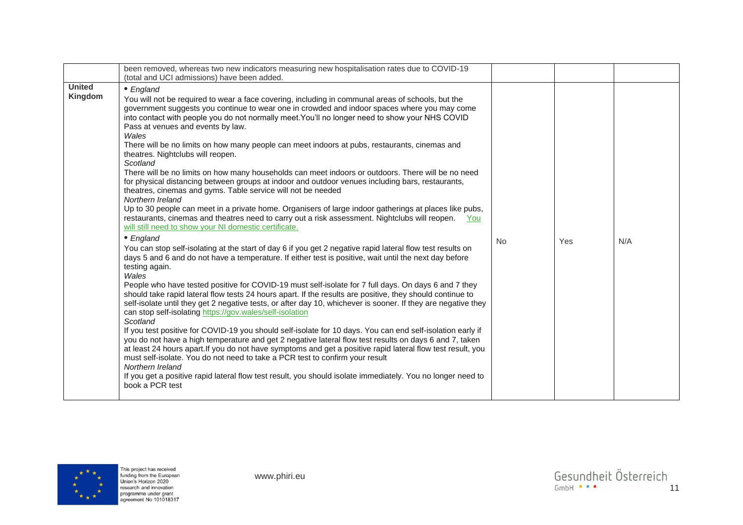| | | | | |
|---|---|---|---|---|
| | been removed, whereas two new indicators measuring new hospitalisation rates due to COVID-19 (total and UCI admissions) have been added. | | | |
| **United Kingdom** | • *England*<br>You will not be required to wear a face covering, including in communal areas of schools, but the government suggests you continue to wear one in crowded and indoor spaces where you may come into contact with people you do not normally meet.You'll no longer need to show your NHS COVID Pass at venues and events by law.<br>*Wales*<br>There will be no limits on how many people can meet indoors at pubs, restaurants, cinemas and theatres. Nightclubs will reopen.<br>*Scotland*<br>There will be no limits on how many households can meet indoors or outdoors. There will be no need for physical distancing between groups at indoor and outdoor venues including bars, restaurants, theatres, cinemas and gyms. Table service will not be needed<br>*Northern Ireland*<br>Up to 30 people can meet in a private home. Organisers of large indoor gatherings at places like pubs, restaurants, cinemas and theatres need to carry out a risk assessment. Nightclubs will reopen. You will still need to show your NI domestic certificate.<br>• *England*<br>You can stop self-isolating at the start of day 6 if you get 2 negative rapid lateral flow test results on days 5 and 6 and do not have a temperature. If either test is positive, wait until the next day before testing again.<br>*Wales*<br>People who have tested positive for COVID-19 must self-isolate for 7 full days. On days 6 and 7 they should take rapid lateral flow tests 24 hours apart. If the results are positive, they should continue to self-isolate until they get 2 negative tests, or after day 10, whichever is sooner. If they are negative they can stop self-isolating https://gov.wales/self-isolation<br>*Scotland*<br>If you test positive for COVID-19 you should self-isolate for 10 days. You can end self-isolation early if you do not have a high temperature and get 2 negative lateral flow test results on days 6 and 7, taken at least 24 hours apart.If you do not have symptoms and get a positive rapid lateral flow test result, you must self-isolate. You do not need to take a PCR test to confirm your result<br>*Northern Ireland*<br>If you get a positive rapid lateral flow test result, you should isolate immediately. You no longer need to book a PCR test | No | Yes | N/A |

This project has received funding from the European Union's Horizon 2020 research and innovation programme under grant agreement No 101018317

www.phiri.eu